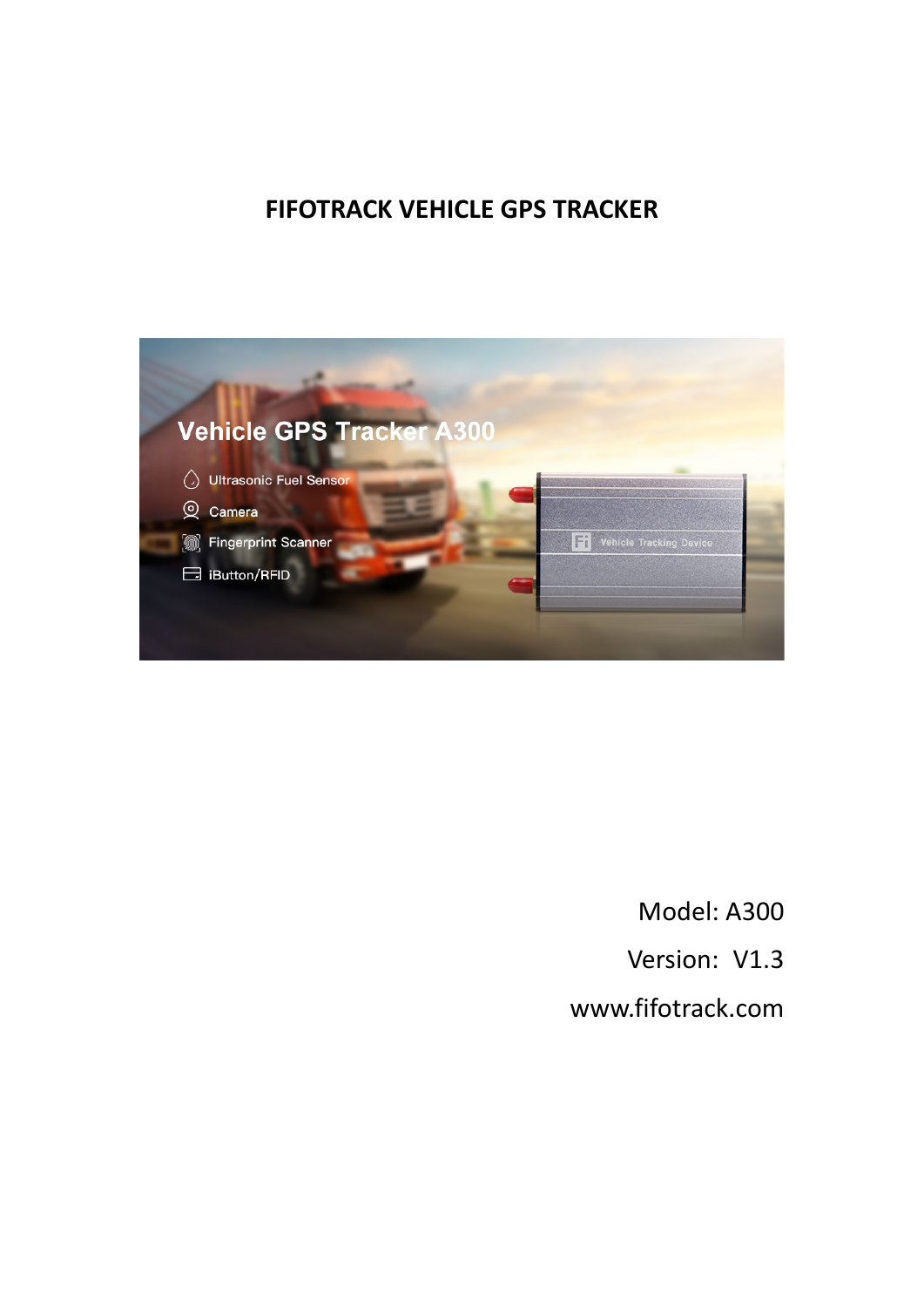# FIFOTRACK VEHICLE GPS TRACKER

Model: A300

Version: V1.3

www.fifotrack.com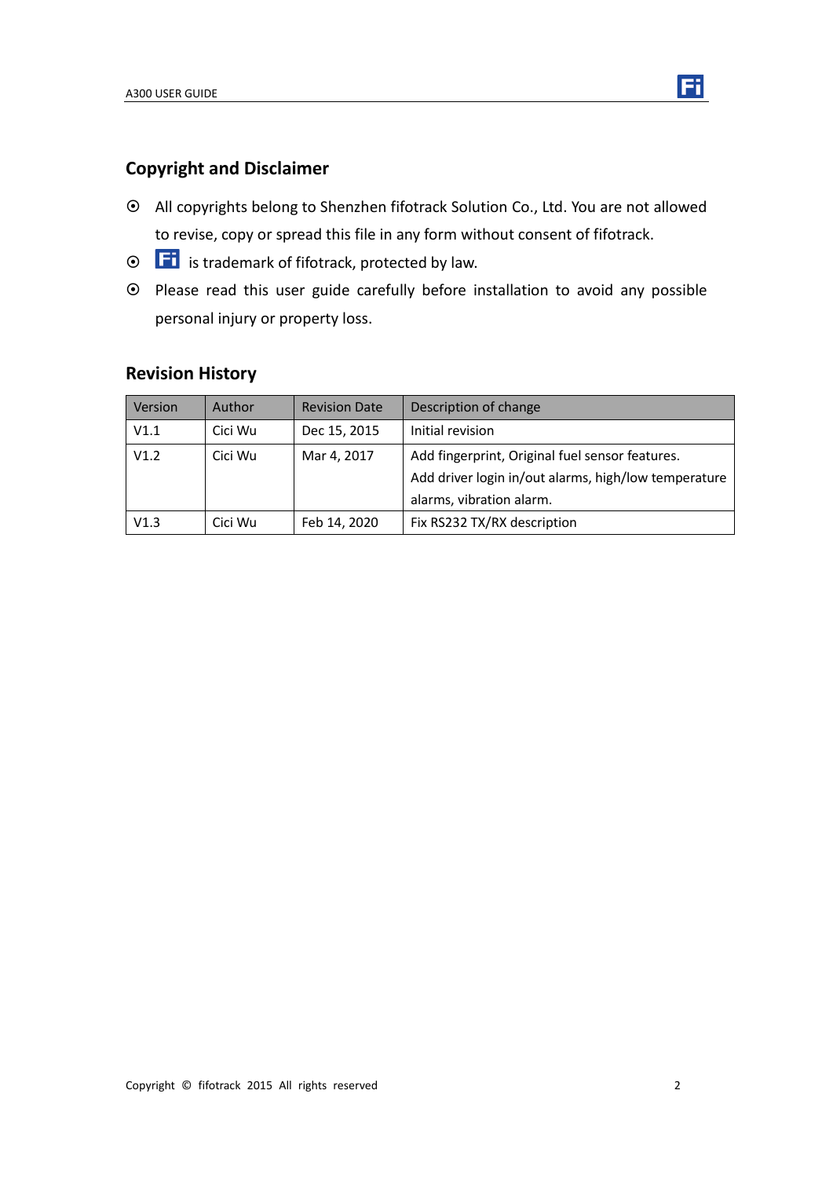## Copyright and Disclaimer

- All copyrights belong to Shenzhen fifotrack Solution Co., Ltd. You are not allowed to revise, copy or spread this file in any form without consent of fifotrack.
- Fi is trademark of fifotrack, protected by law.
- Please read this user guide carefully before installation to avoid any possible personal injury or property loss.

## Revision History

| Version | Author | Revision Date | Description of change |
|---|---|---|---|
| V1.1 | Cici Wu | Dec 15, 2015 | Initial revision |
| V1.2 | Cici Wu | Mar 4, 2017 | Add fingerprint, Original fuel sensor features.<br>Add driver login in/out alarms, high/low temperature alarms, vibration alarm. |
| V1.3 | Cici Wu | Feb 14, 2020 | Fix RS232 TX/RX description |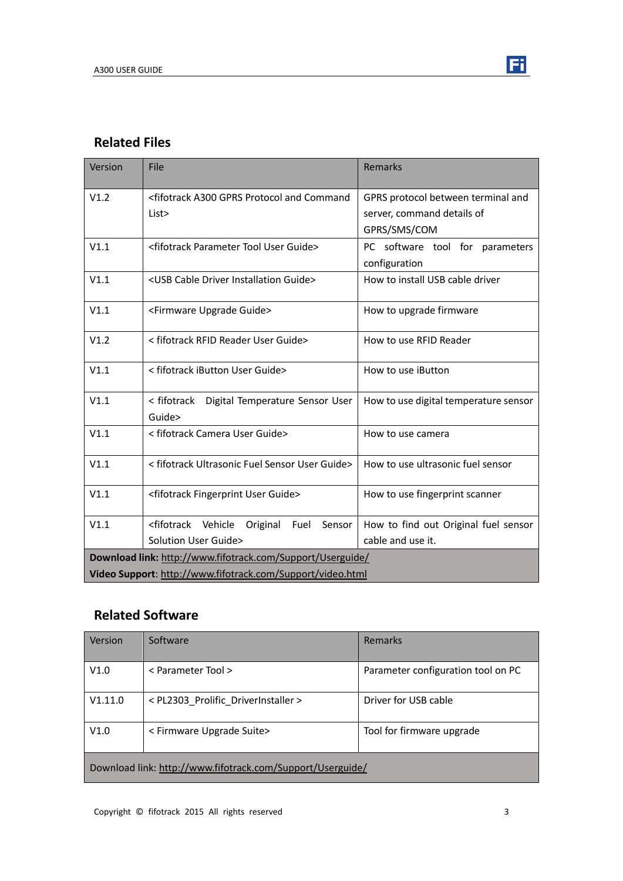## Related Files

| Version | File | Remarks |
| --- | --- | --- |
| V1.2 | <fifotrack A300 GPRS Protocol and Command List> | GPRS protocol between terminal and server, command details of GPRS/SMS/COM |
| V1.1 | <fifotrack Parameter Tool User Guide> | PC software tool for parameters configuration |
| V1.1 | <USB Cable Driver Installation Guide> | How to install USB cable driver |
| V1.1 | <Firmware Upgrade Guide> | How to upgrade firmware |
| V1.2 | < fifotrack RFID Reader User Guide> | How to use RFID Reader |
| V1.1 | < fifotrack iButton User Guide> | How to use iButton |
| V1.1 | < fifotrack Digital Temperature Sensor User Guide> | How to use digital temperature sensor |
| V1.1 | < fifotrack Camera User Guide> | How to use camera |
| V1.1 | < fifotrack Ultrasonic Fuel Sensor User Guide> | How to use ultrasonic fuel sensor |
| V1.1 | <fifotrack Fingerprint User Guide> | How to use fingerprint scanner |
| V1.1 | <fifotrack Vehicle Original Fuel Sensor Solution User Guide> | How to find out Original fuel sensor cable and use it. |
| **Download link:** http://www.fifotrack.com/Support/Userguide/ **Video Support**: http://www.fifotrack.com/Support/video.html | | |

## Related Software

| Version | Software | Remarks |
| --- | --- | --- |
| V1.0 | < Parameter Tool > | Parameter configuration tool on PC |
| V1.11.0 | < PL2303_Prolific_DriverInstaller > | Driver for USB cable |
| V1.0 | < Firmware Upgrade Suite> | Tool for firmware upgrade |
| Download link: http://www.fifotrack.com/Support/Userguide/ | | |

Copyright © fifotrack 2015 All rights reserved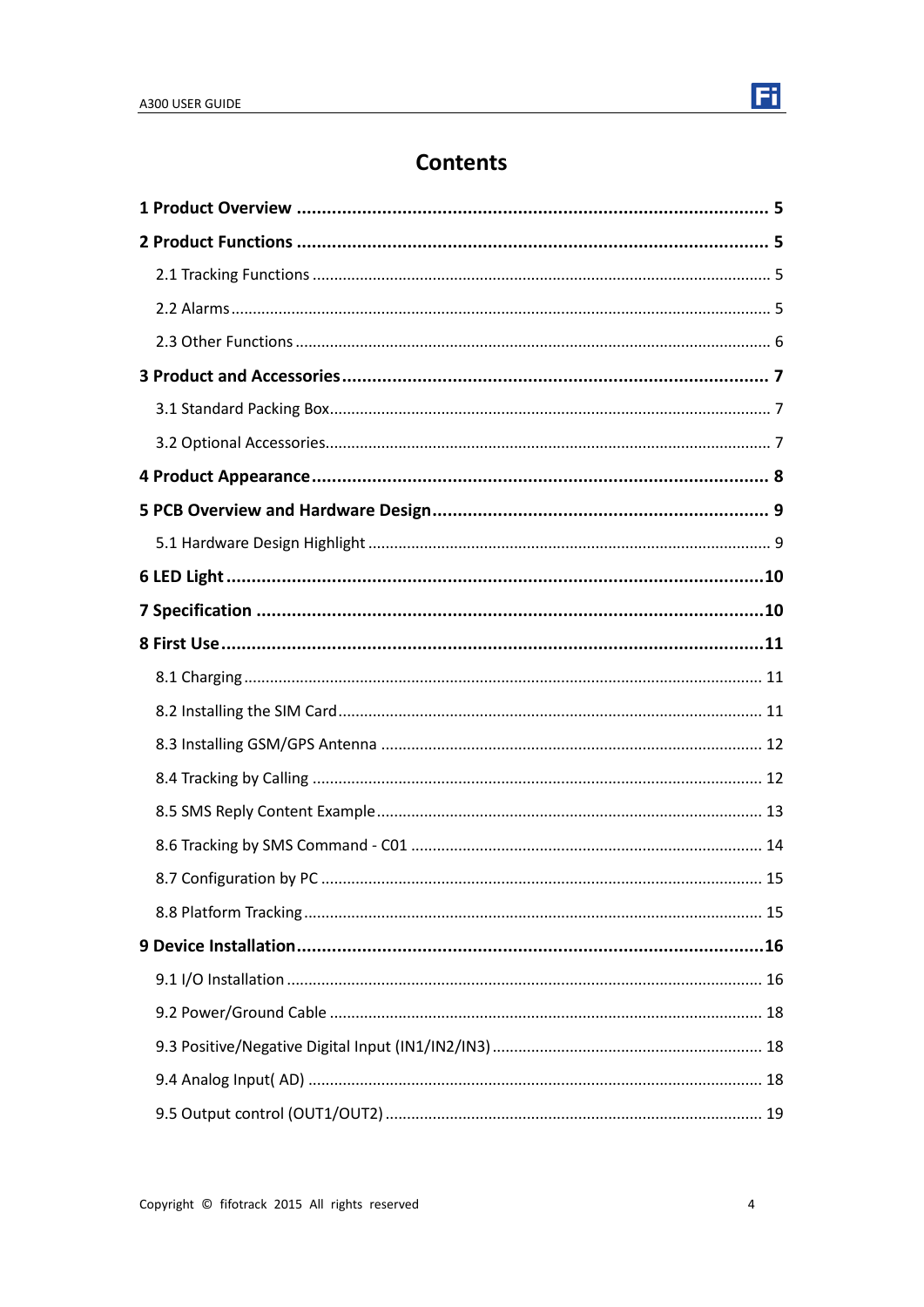# Contents

**1 Product Overview ........................................................................................ 5**

**2 Product Functions ........................................................................................ 5**

2.1 Tracking Functions ........................................................................................ 5

2.2 Alarms ........................................................................................ 5

2.3 Other Functions ........................................................................................ 6

**3 Product and Accessories ........................................................................................ 7**

3.1 Standard Packing Box ........................................................................................ 7

3.2 Optional Accessories ........................................................................................ 7

**4 Product Appearance ........................................................................................ 8**

**5 PCB Overview and Hardware Design ........................................................................................ 9**

5.1 Hardware Design Highlight ........................................................................................ 9

**6 LED Light ........................................................................................ 10**

**7 Specification ........................................................................................ 10**

**8 First Use ........................................................................................ 11**

8.1 Charging ........................................................................................ 11

8.2 Installing the SIM Card ........................................................................................ 11

8.3 Installing GSM/GPS Antenna ........................................................................................ 12

8.4 Tracking by Calling ........................................................................................ 12

8.5 SMS Reply Content Example ........................................................................................ 13

8.6 Tracking by SMS Command - C01 ........................................................................................ 14

8.7 Configuration by PC ........................................................................................ 15

8.8 Platform Tracking ........................................................................................ 15

**9 Device Installation ........................................................................................ 16**

9.1 I/O Installation ........................................................................................ 16

9.2 Power/Ground Cable ........................................................................................ 18

9.3 Positive/Negative Digital Input (IN1/IN2/IN3) ........................................................................................ 18

9.4 Analog Input( AD) ........................................................................................ 18

9.5 Output control (OUT1/OUT2) ........................................................................................ 19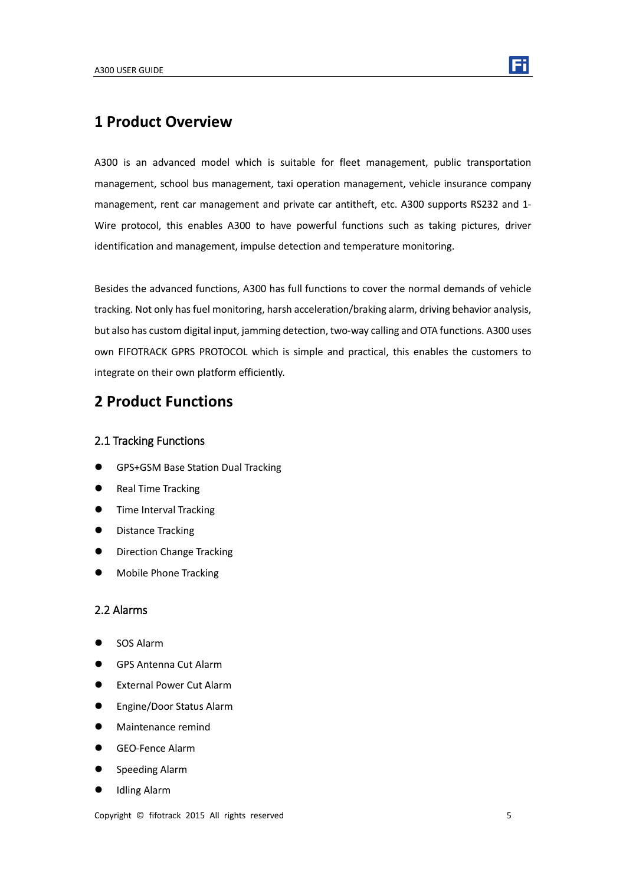# 1 Product Overview

A300 is an advanced model which is suitable for fleet management, public transportation management, school bus management, taxi operation management, vehicle insurance company management, rent car management and private car antitheft, etc. A300 supports RS232 and 1-Wire protocol, this enables A300 to have powerful functions such as taking pictures, driver identification and management, impulse detection and temperature monitoring.

Besides the advanced functions, A300 has full functions to cover the normal demands of vehicle tracking. Not only has fuel monitoring, harsh acceleration/braking alarm, driving behavior analysis, but also has custom digital input, jamming detection, two-way calling and OTA functions. A300 uses own FIFOTRACK GPRS PROTOCOL which is simple and practical, this enables the customers to integrate on their own platform efficiently.

# 2 Product Functions

## 2.1 Tracking Functions

- GPS+GSM Base Station Dual Tracking
- Real Time Tracking
- Time Interval Tracking
- Distance Tracking
- Direction Change Tracking
- Mobile Phone Tracking

## 2.2 Alarms

- SOS Alarm
- GPS Antenna Cut Alarm
- External Power Cut Alarm
- Engine/Door Status Alarm
- Maintenance remind
- GEO-Fence Alarm
- Speeding Alarm
- Idling Alarm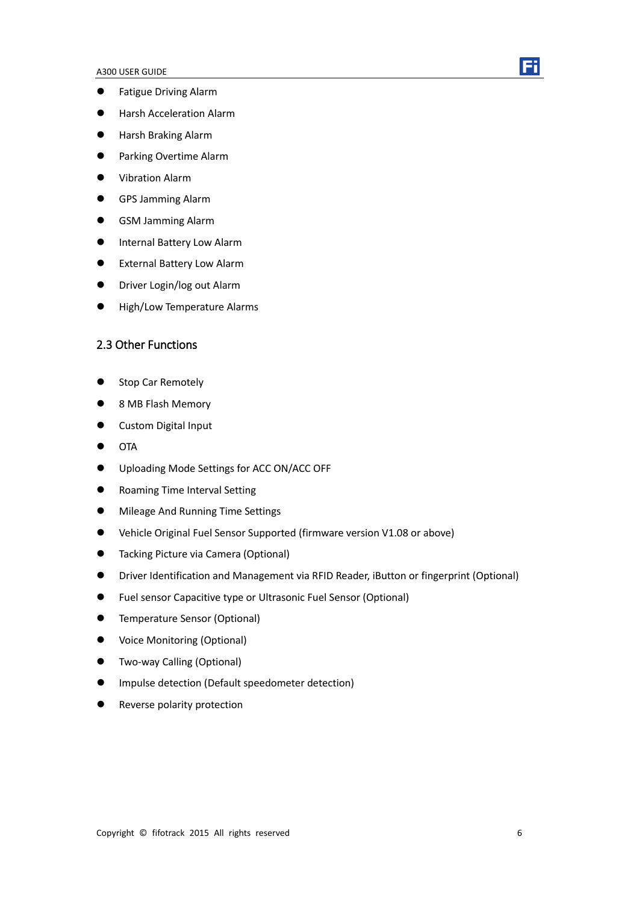- Fatigue Driving Alarm
- Harsh Acceleration Alarm
- Harsh Braking Alarm
- Parking Overtime Alarm
- Vibration Alarm
- GPS Jamming Alarm
- GSM Jamming Alarm
- Internal Battery Low Alarm
- External Battery Low Alarm
- Driver Login/log out Alarm
- High/Low Temperature Alarms

## 2.3 Other Functions

- Stop Car Remotely
- 8 MB Flash Memory
- Custom Digital Input
- OTA
- Uploading Mode Settings for ACC ON/ACC OFF
- Roaming Time Interval Setting
- Mileage And Running Time Settings
- Vehicle Original Fuel Sensor Supported (firmware version V1.08 or above)
- Tacking Picture via Camera (Optional)
- Driver Identification and Management via RFID Reader, iButton or fingerprint (Optional)
- Fuel sensor Capacitive type or Ultrasonic Fuel Sensor (Optional)
- Temperature Sensor (Optional)
- Voice Monitoring (Optional)
- Two-way Calling (Optional)
- Impulse detection (Default speedometer detection)
- Reverse polarity protection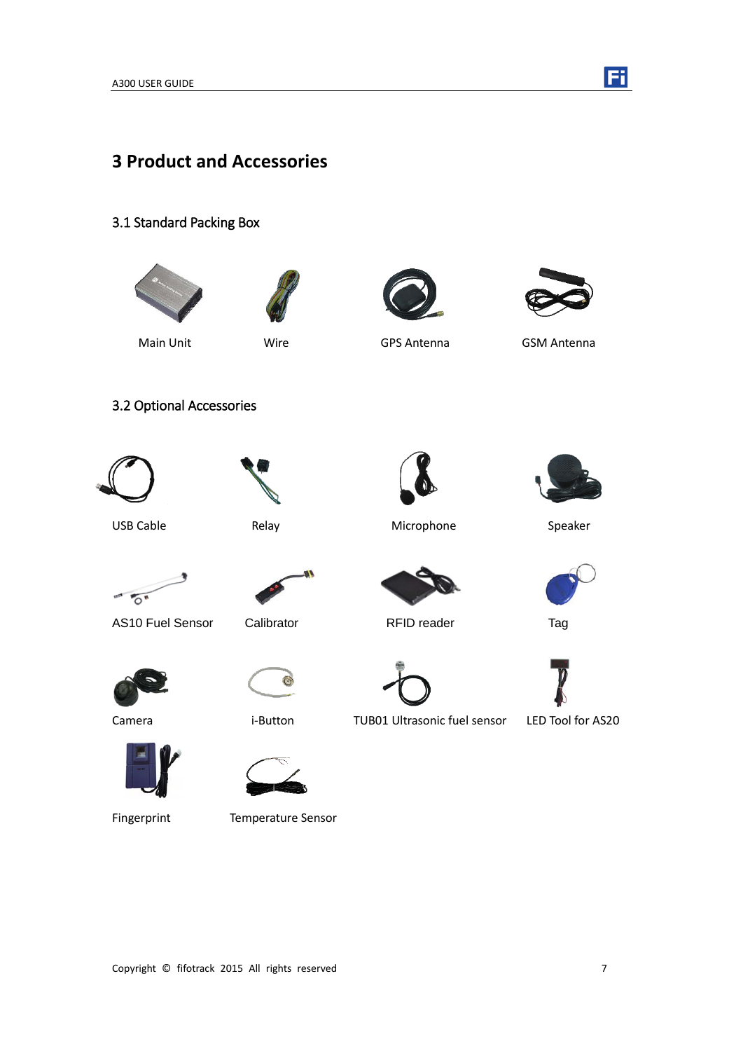# 3 Product and Accessories

## 3.1 Standard Packing Box

Main Unit

Wire

GPS Antenna

GSM Antenna

## 3.2 Optional Accessories

USB Cable

Relay

Microphone

Speaker

AS10 Fuel Sensor

Calibrator

RFID reader

Tag

Camera

i-Button

TUB01 Ultrasonic fuel sensor

LED Tool for AS20

Fingerprint

Temperature Sensor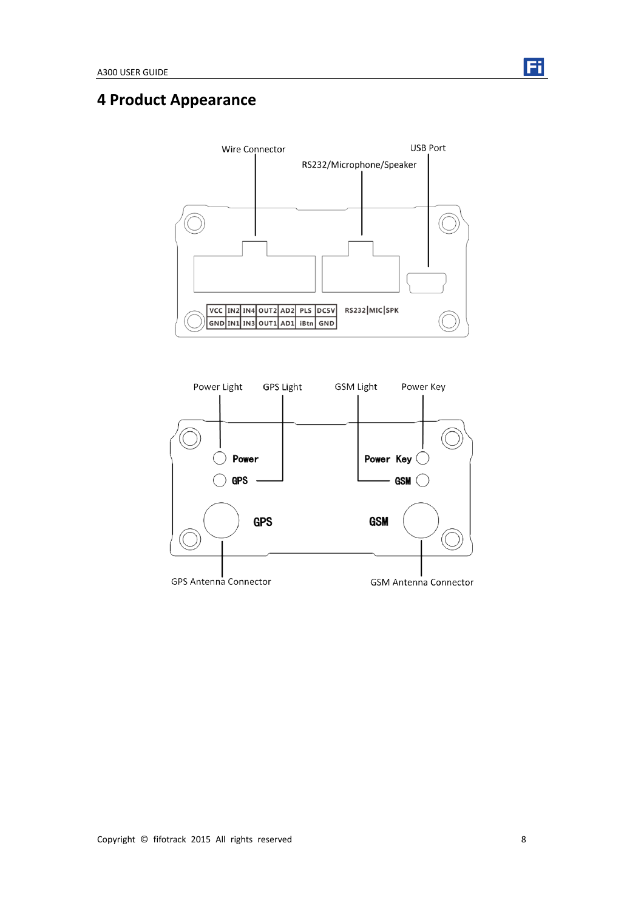# 4 Product Appearance

Wire Connector

RS232/Microphone/Speaker

USB Port

| VCC | IN2 | IN4 | OUT2 | AD2 | PLS | DC5V |
|---|---|---|---|---|---|---|
| GND | IN1 | IN3 | OUT1 | AD1 | iBtn | GND |

RS232|MIC|SPK

Power Light

GPS Light

GSM Light

Power Key

Power

GPS

Power Key

GSM

GPS

GSM

GPS Antenna Connector

GSM Antenna Connector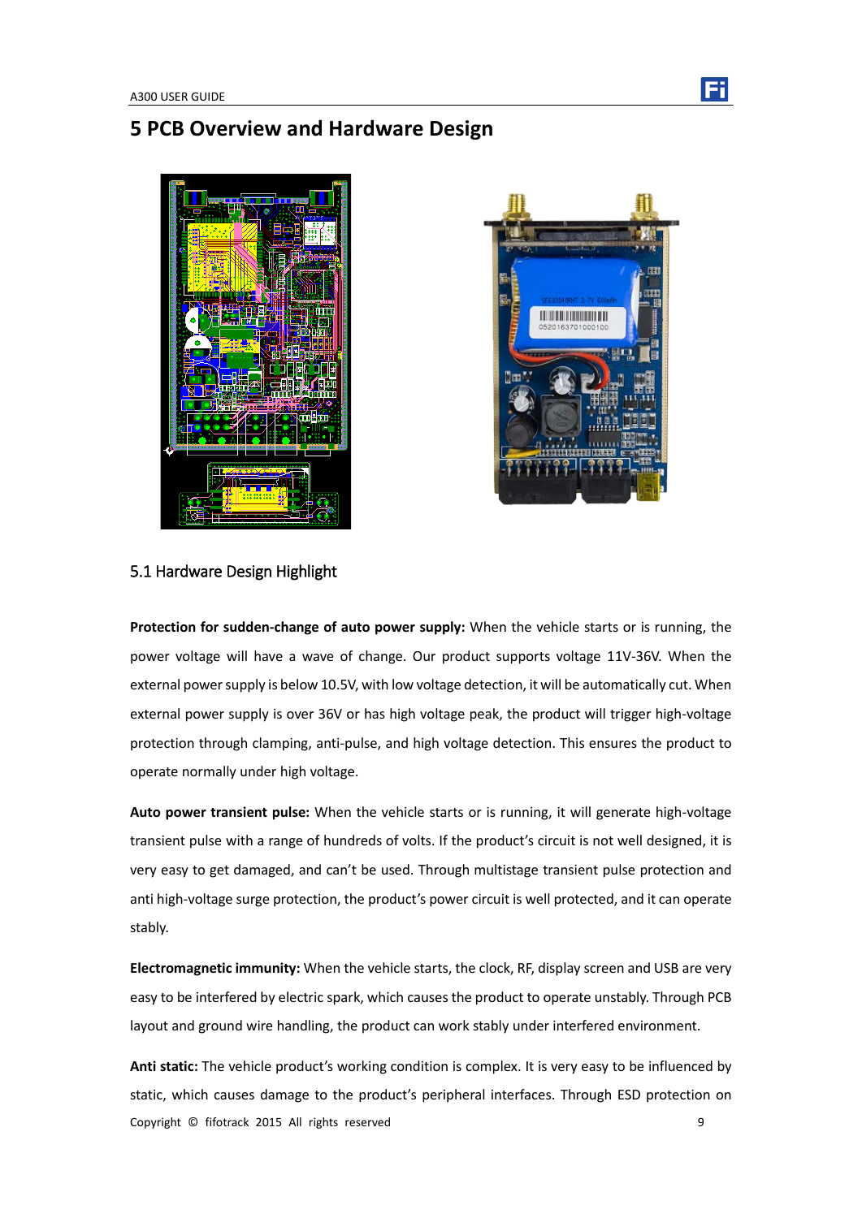# 5 PCB Overview and Hardware Design

## 5.1 Hardware Design Highlight

**Protection for sudden-change of auto power supply:** When the vehicle starts or is running, the power voltage will have a wave of change. Our product supports voltage 11V-36V. When the external power supply is below 10.5V, with low voltage detection, it will be automatically cut. When external power supply is over 36V or has high voltage peak, the product will trigger high-voltage protection through clamping, anti-pulse, and high voltage detection. This ensures the product to operate normally under high voltage.

**Auto power transient pulse:** When the vehicle starts or is running, it will generate high-voltage transient pulse with a range of hundreds of volts. If the product's circuit is not well designed, it is very easy to get damaged, and can't be used. Through multistage transient pulse protection and anti high-voltage surge protection, the product's power circuit is well protected, and it can operate stably.

**Electromagnetic immunity:** When the vehicle starts, the clock, RF, display screen and USB are very easy to be interfered by electric spark, which causes the product to operate unstably. Through PCB layout and ground wire handling, the product can work stably under interfered environment.

**Anti static:** The vehicle product's working condition is complex. It is very easy to be influenced by static, which causes damage to the product's peripheral interfaces. Through ESD protection on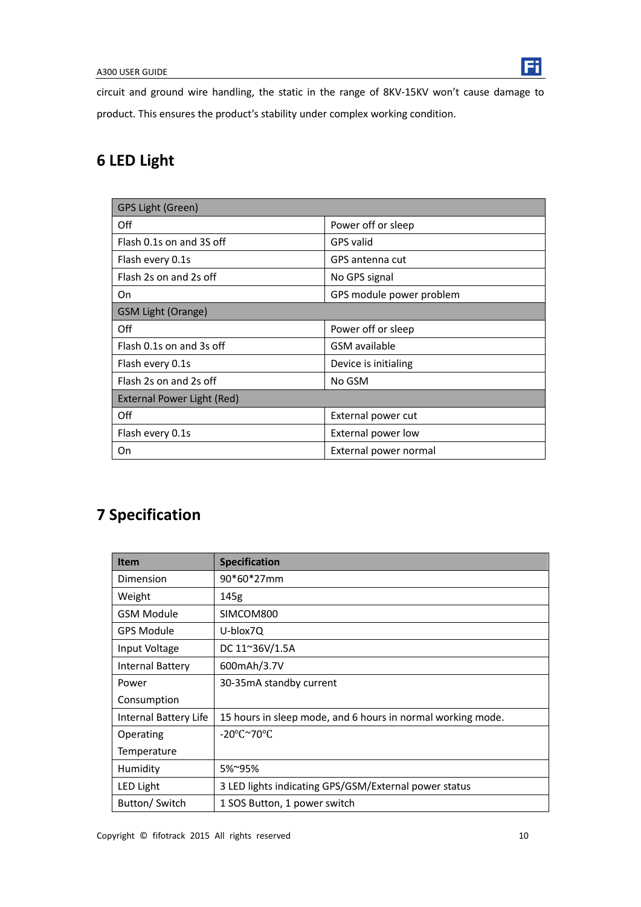circuit and ground wire handling, the static in the range of 8KV-15KV won't cause damage to product. This ensures the product's stability under complex working condition.

# 6 LED Light

| GPS Light (Green) | |
|---|---|
| Off | Power off or sleep |
| Flash 0.1s on and 3S off | GPS valid |
| Flash every 0.1s | GPS antenna cut |
| Flash 2s on and 2s off | No GPS signal |
| On | GPS module power problem |
| GSM Light (Orange) | |
| Off | Power off or sleep |
| Flash 0.1s on and 3s off | GSM available |
| Flash every 0.1s | Device is initialing |
| Flash 2s on and 2s off | No GSM |
| External Power Light (Red) | |
| Off | External power cut |
| Flash every 0.1s | External power low |
| On | External power normal |

# 7 Specification

| Item | Specification |
|---|---|
| Dimension | 90*60*27mm |
| Weight | 145g |
| GSM Module | SIMCOM800 |
| GPS Module | U-blox7Q |
| Input Voltage | DC 11~36V/1.5A |
| Internal Battery | 600mAh/3.7V |
| Power Consumption | 30-35mA standby current |
| Internal Battery Life | 15 hours in sleep mode, and 6 hours in normal working mode. |
| Operating Temperature | -20℃~70℃ |
| Humidity | 5%~95% |
| LED Light | 3 LED lights indicating GPS/GSM/External power status |
| Button/ Switch | 1 SOS Button, 1 power switch |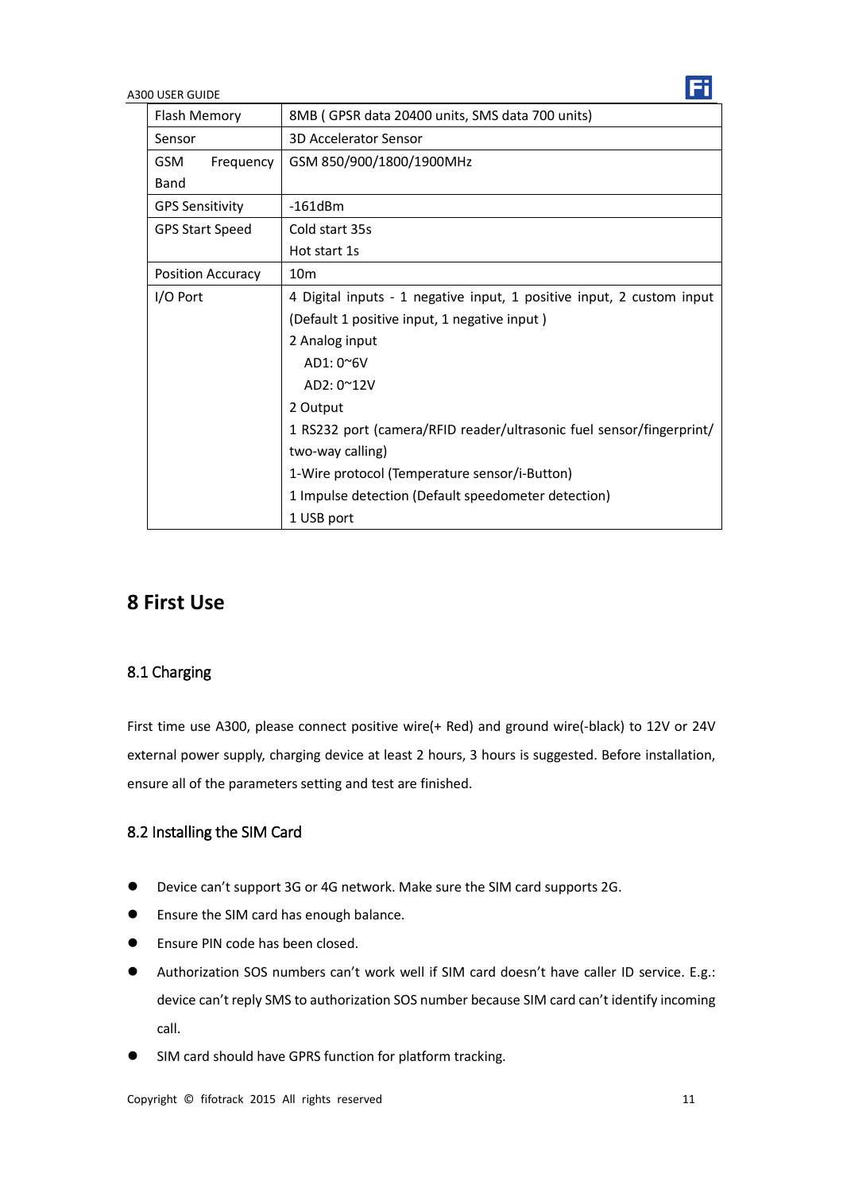| | |
|---|---|
| Flash Memory | 8MB ( GPSR data 20400 units, SMS data 700 units) |
| Sensor | 3D Accelerator Sensor |
| GSM Frequency Band | GSM 850/900/1800/1900MHz |
| GPS Sensitivity | -161dBm |
| GPS Start Speed | Cold start 35s<br>Hot start 1s |
| Position Accuracy | 10m |
| I/O Port | 4 Digital inputs - 1 negative input, 1 positive input, 2 custom input (Default 1 positive input, 1 negative input )<br>2 Analog input<br>AD1: 0~6V<br>AD2: 0~12V<br>2 Output<br>1 RS232 port (camera/RFID reader/ultrasonic fuel sensor/fingerprint/ two-way calling)<br>1-Wire protocol (Temperature sensor/i-Button)<br>1 Impulse detection (Default speedometer detection)<br>1 USB port |

# 8 First Use

## 8.1 Charging

First time use A300, please connect positive wire(+ Red) and ground wire(-black) to 12V or 24V external power supply, charging device at least 2 hours, 3 hours is suggested. Before installation, ensure all of the parameters setting and test are finished.

## 8.2 Installing the SIM Card

- Device can't support 3G or 4G network. Make sure the SIM card supports 2G.
- Ensure the SIM card has enough balance.
- Ensure PIN code has been closed.
- Authorization SOS numbers can't work well if SIM card doesn't have caller ID service. E.g.: device can't reply SMS to authorization SOS number because SIM card can't identify incoming call.
- SIM card should have GPRS function for platform tracking.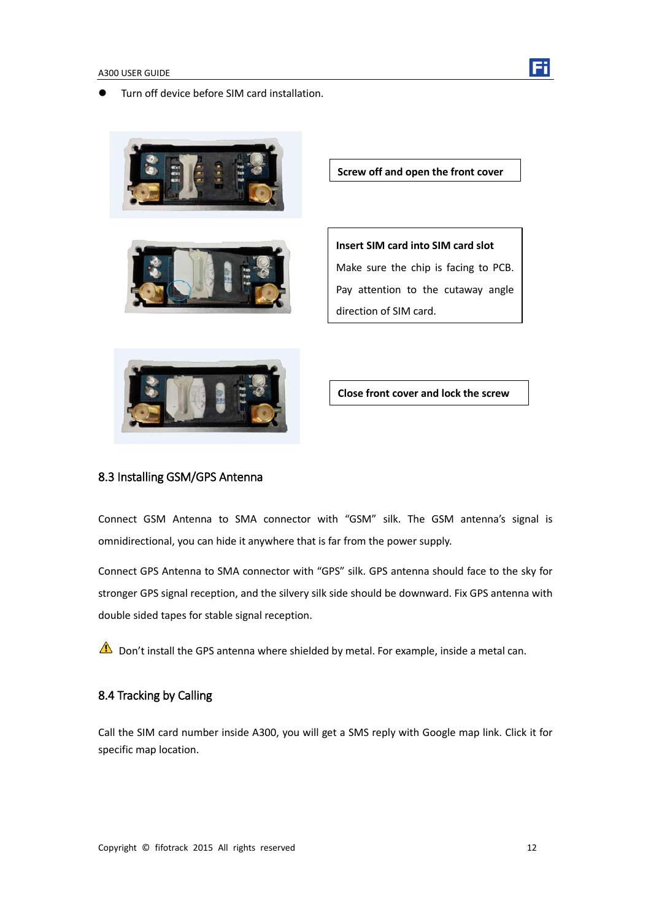- Turn off device before SIM card installation.

**Screw off and open the front cover**

**Insert SIM card into SIM card slot**

Make sure the chip is facing to PCB. Pay attention to the cutaway angle direction of SIM card.

**Close front cover and lock the screw**

## 8.3 Installing GSM/GPS Antenna

Connect GSM Antenna to SMA connector with “GSM” silk. The GSM antenna’s signal is omnidirectional, you can hide it anywhere that is far from the power supply.

Connect GPS Antenna to SMA connector with “GPS” silk. GPS antenna should face to the sky for stronger GPS signal reception, and the silvery silk side should be downward. Fix GPS antenna with double sided tapes for stable signal reception.

⚠ Don’t install the GPS antenna where shielded by metal. For example, inside a metal can.

## 8.4 Tracking by Calling

Call the SIM card number inside A300, you will get a SMS reply with Google map link. Click it for specific map location.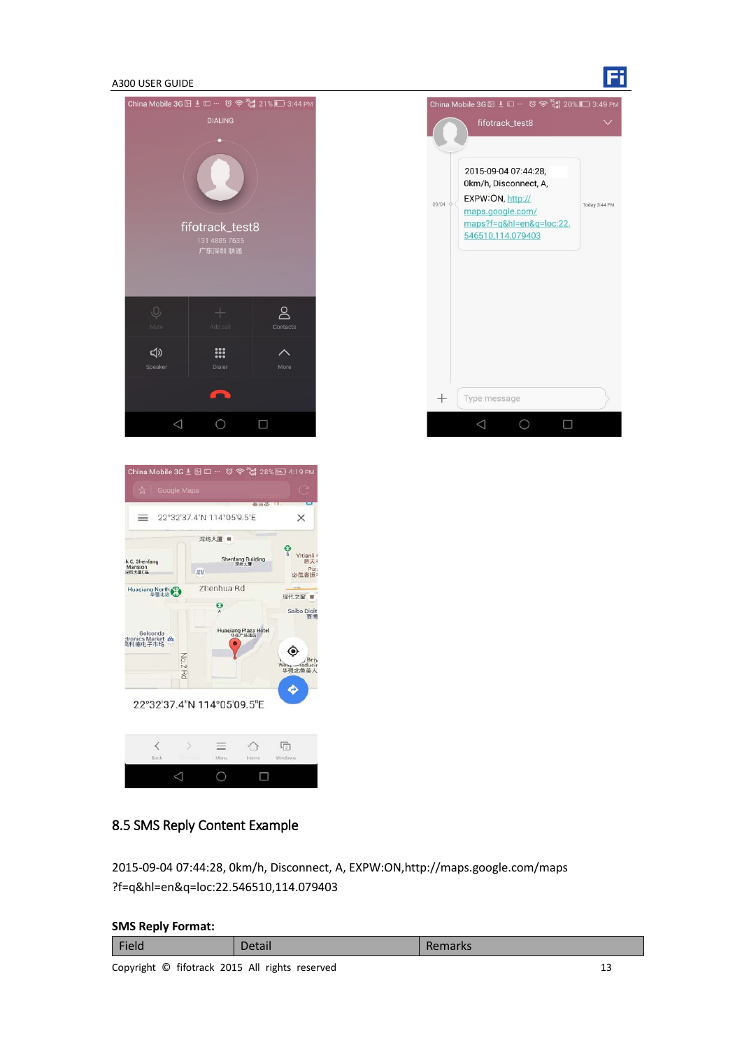## 8.5 SMS Reply Content Example

2015-09-04 07:44:28, 0km/h, Disconnect, A, EXPW:ON,http://maps.google.com/maps?f=q&hl=en&q=loc:22.546510,114.079403

**SMS Reply Format:**

| Field | Detail | Remarks |
|---|---|---|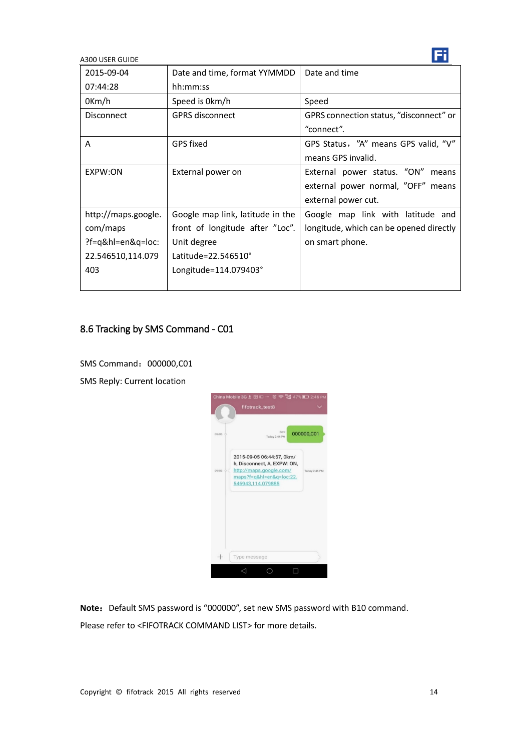| 2015-09-04 07:44:28 | Date and time, format YYMMDD hh:mm:ss | Date and time |
|---|---|---|
| 0Km/h | Speed is 0km/h | Speed |
| Disconnect | GPRS disconnect | GPRS connection status, "disconnect" or "connect". |
| A | GPS fixed | GPS Status, "A" means GPS valid, "V" means GPS invalid. |
| EXPW:ON | External power on | External power status. "ON" means external power normal, "OFF" means external power cut. |
| http://maps.google.com/maps?f=q&hl=en&q=loc:22.546510,114.079403 | Google map link, latitude in the front of longitude after "Loc". Unit degree Latitude=22.546510° Longitude=114.079403° | Google map link with latitude and longitude, which can be opened directly on smart phone. |

## 8.6 Tracking by SMS Command - C01

SMS Command：000000,C01

SMS Reply: Current location

**Note：** Default SMS password is "000000", set new SMS password with B10 command.

Please refer to <FIFOTRACK COMMAND LIST> for more details.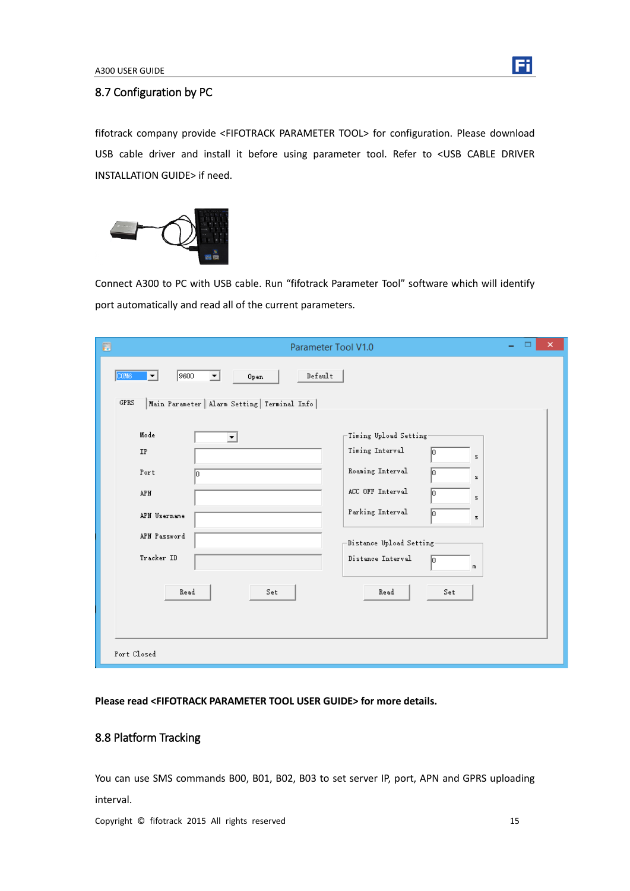## 8.7 Configuration by PC

fifotrack company provide <FIFOTRACK PARAMETER TOOL> for configuration. Please download USB cable driver and install it before using parameter tool. Refer to <USB CABLE DRIVER INSTALLATION GUIDE> if need.

Connect A300 to PC with USB cable. Run "fifotrack Parameter Tool" software which will identify port automatically and read all of the current parameters.

**Please read <FIFOTRACK PARAMETER TOOL USER GUIDE> for more details.**

## 8.8 Platform Tracking

You can use SMS commands B00, B01, B02, B03 to set server IP, port, APN and GPRS uploading interval.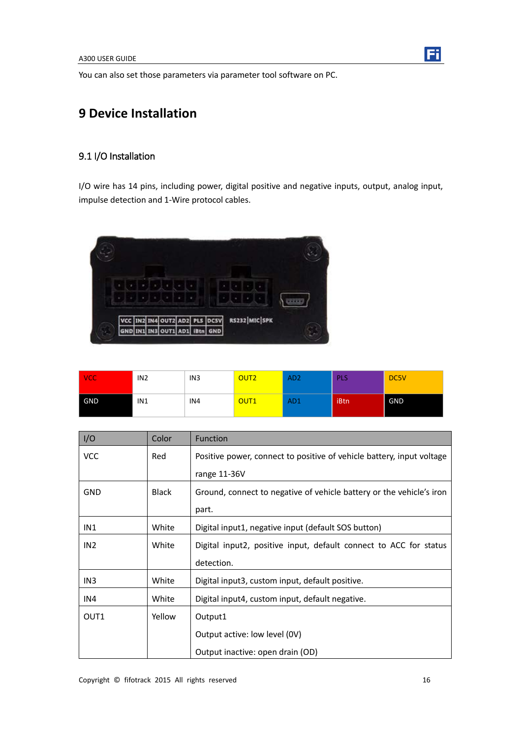You can also set those parameters via parameter tool software on PC.

# 9 Device Installation

## 9.1 I/O Installation

I/O wire has 14 pins, including power, digital positive and negative inputs, output, analog input, impulse detection and 1-Wire protocol cables.

| VCC | IN2 | IN3 | OUT2 | AD2 | PLS | DC5V |
|---|---|---|---|---|---|---|
| GND | IN1 | IN4 | OUT1 | AD1 | iBtn | GND |

| I/O | Color | Function |
|---|---|---|
| VCC | Red | Positive power, connect to positive of vehicle battery, input voltage range 11-36V |
| GND | Black | Ground, connect to negative of vehicle battery or the vehicle's iron part. |
| IN1 | White | Digital input1, negative input (default SOS button) |
| IN2 | White | Digital input2, positive input, default connect to ACC for status detection. |
| IN3 | White | Digital input3, custom input, default positive. |
| IN4 | White | Digital input4, custom input, default negative. |
| OUT1 | Yellow | Output1<br>Output active: low level (0V)<br>Output inactive: open drain (OD) |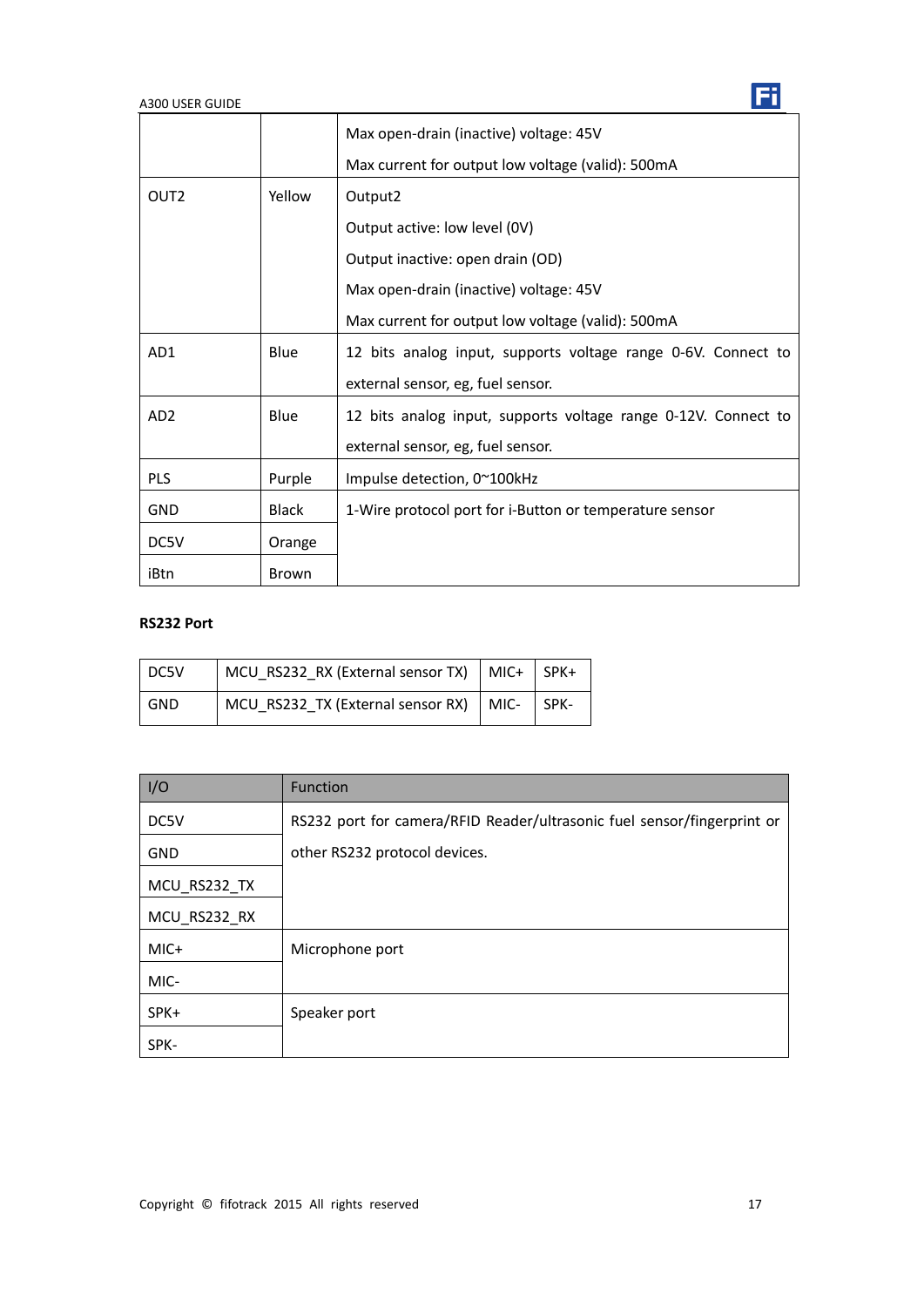|  |  | Max open-drain (inactive) voltage: 45V<br>Max current for output low voltage (valid): 500mA |
|---|---|---|
| OUT2 | Yellow | Output2<br>Output active: low level (0V)<br>Output inactive: open drain (OD)<br>Max open-drain (inactive) voltage: 45V<br>Max current for output low voltage (valid): 500mA |
| AD1 | Blue | 12 bits analog input, supports voltage range 0-6V. Connect to external sensor, eg, fuel sensor. |
| AD2 | Blue | 12 bits analog input, supports voltage range 0-12V. Connect to external sensor, eg, fuel sensor. |
| PLS | Purple | Impulse detection, 0~100kHz |
| GND | Black | 1-Wire protocol port for i-Button or temperature sensor |
| DC5V | Orange |  |
| iBtn | Brown |  |

**RS232 Port**

| DC5V | MCU_RS232_RX (External sensor TX) | MIC+ | SPK+ |
|---|---|---|---|
| GND | MCU_RS232_TX (External sensor RX) | MIC- | SPK- |

| I/O | Function |
|---|---|
| DC5V | RS232 port for camera/RFID Reader/ultrasonic fuel sensor/fingerprint or other RS232 protocol devices. |
| GND |  |
| MCU_RS232_TX |  |
| MCU_RS232_RX |  |
| MIC+ | Microphone port |
| MIC- |  |
| SPK+ | Speaker port |
| SPK- |  |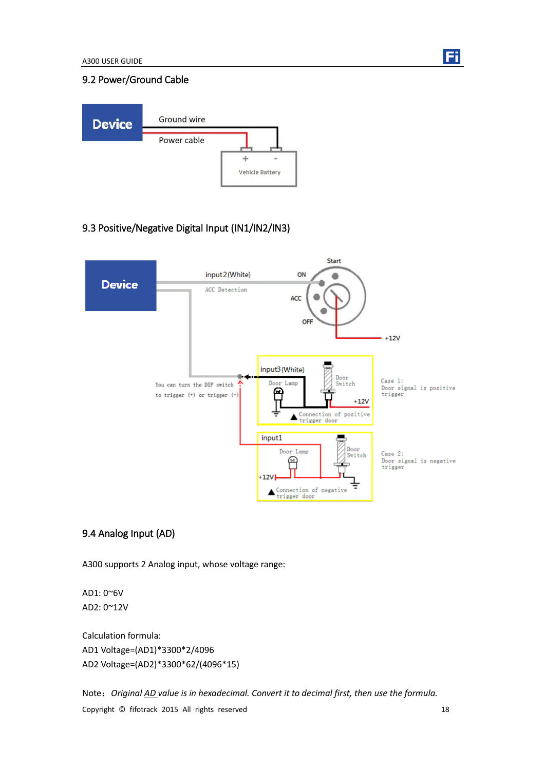## 9.2 Power/Ground Cable

Device — Ground wire / Power cable — Vehicle Battery (+ / -)

## 9.3 Positive/Negative Digital Input (IN1/IN2/IN3)

## 9.4 Analog Input (AD)

A300 supports 2 Analog input, whose voltage range:

AD1: 0~6V
AD2: 0~12V

Calculation formula:
AD1 Voltage=(AD1)*3300*2/4096
AD2 Voltage=(AD2)*3300*62/(4096*15)

Note： *Original AD value is in hexadecimal. Convert it to decimal first, then use the formula.*

Copyright © fifotrack 2015 All rights reserved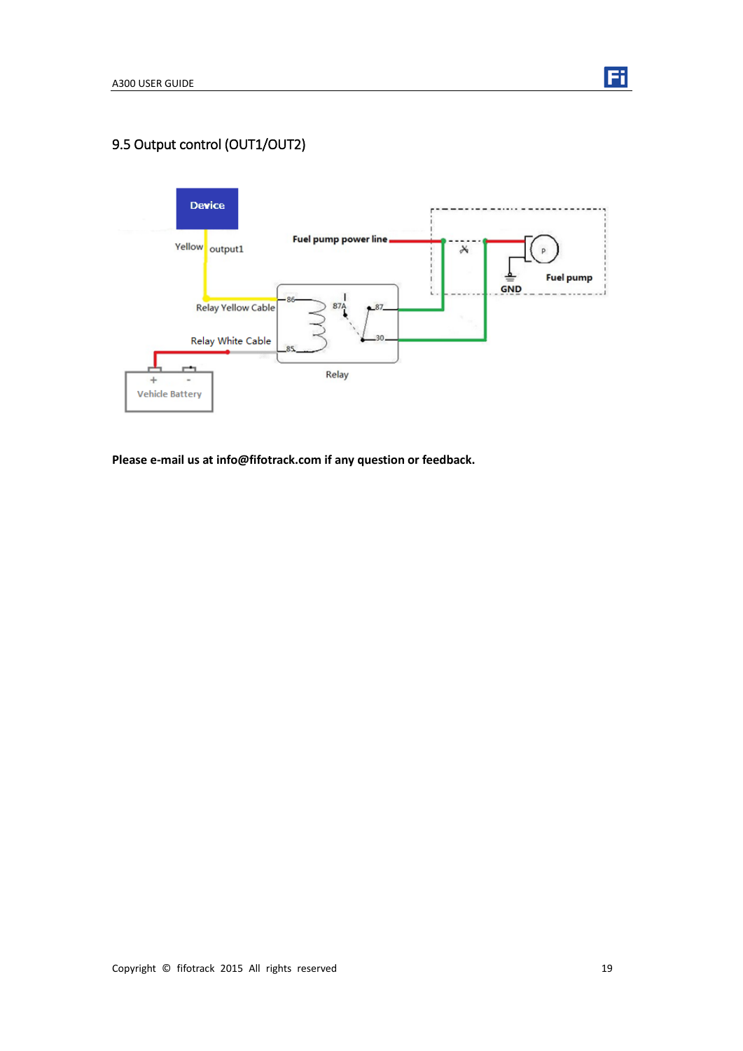## 9.5 Output control (OUT1/OUT2)

Device

Yellow

output1

Fuel pump power line

Fuel pump

GND

Relay Yellow Cable

Relay White Cable

86

85

87A

87

30

Relay

Vehicle Battery

**Please e-mail us at info@fifotrack.com if any question or feedback.**